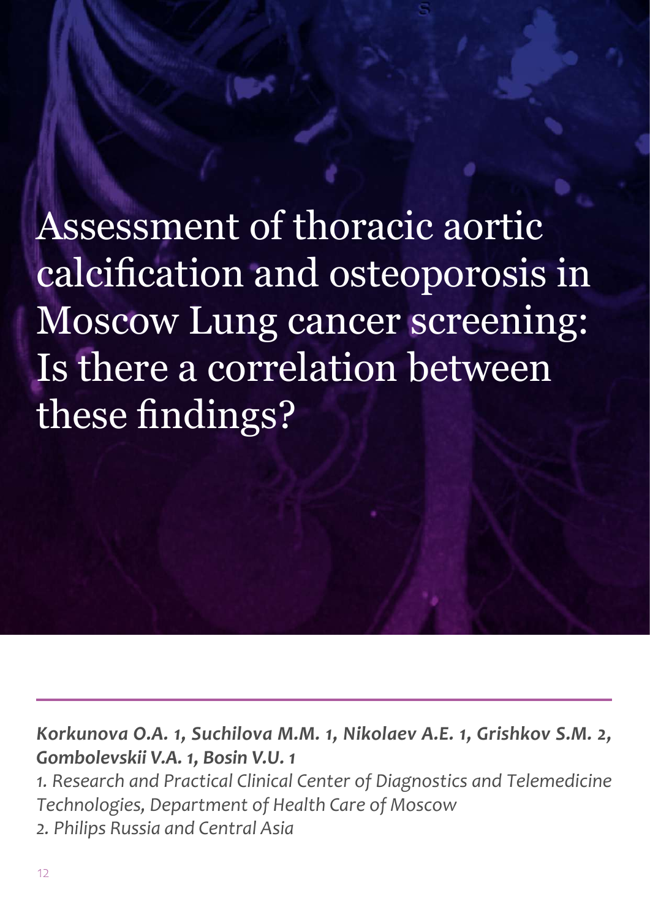# Assessment of thoracic aortic calcification and osteoporosis in Moscow Lung cancer screening: Is there a correlation between these findings?

***Korkunova O.A. 1, Suchilova M.M. 1, Nikolaev A.E. 1, Grishkov S.M. 2, Gombolevskii V.A. 1, Bosin V.U. 1***

*1. Research and Practical Clinical Center of Diagnostics and Telemedicine Technologies, Department of Health Care of Moscow*

*2. Philips Russia and Central Asia*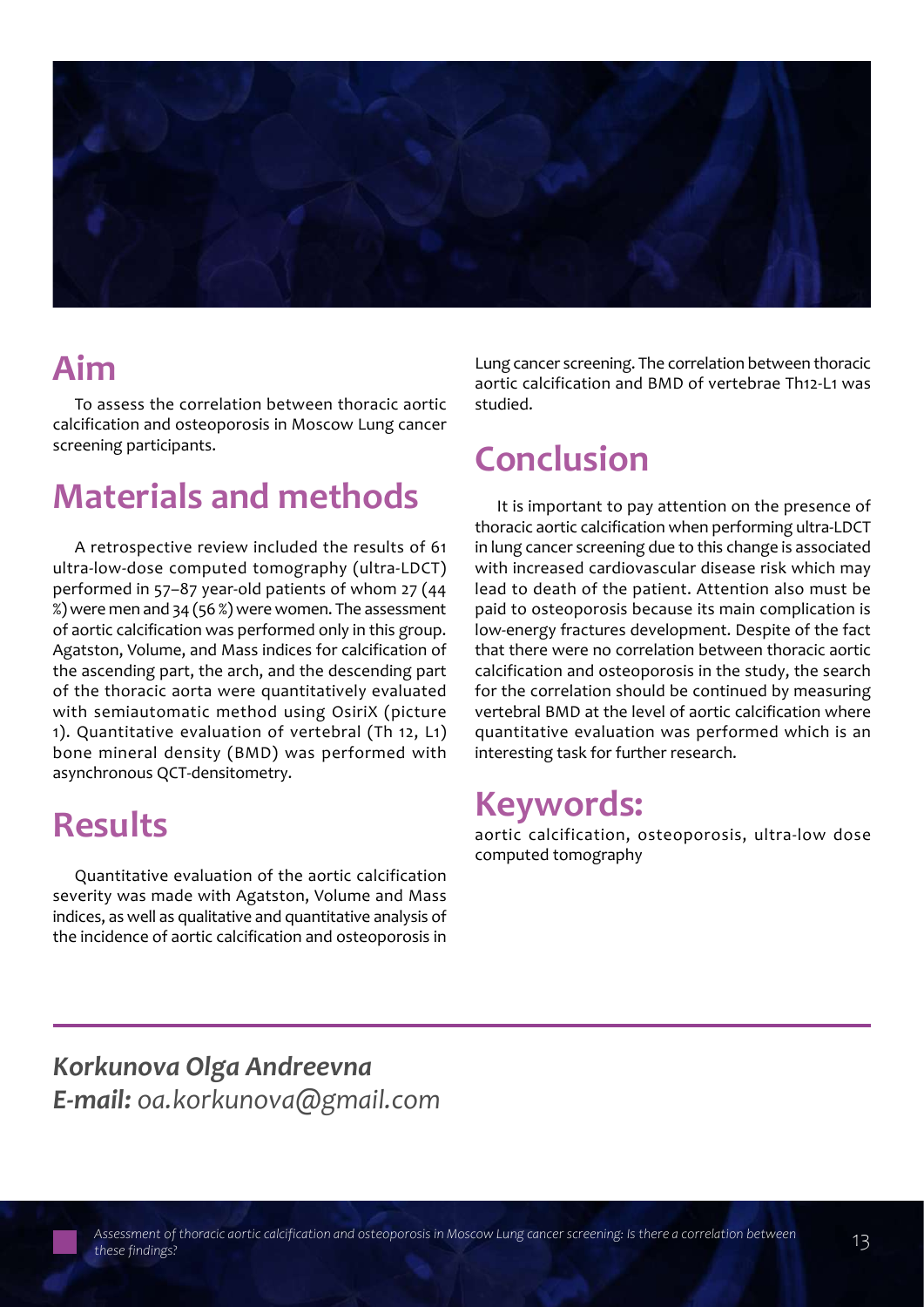## Aim

To assess the correlation between thoracic aortic calcification and osteoporosis in Moscow Lung cancer screening participants.

## Materials and methods

A retrospective review included the results of 61 ultra-low-dose computed tomography (ultra-LDCT) performed in 57–87 year-old patients of whom 27 (44 %) were men and 34 (56 %) were women. The assessment of aortic calcification was performed only in this group. Agatston, Volume, and Mass indices for calcification of the ascending part, the arch, and the descending part of the thoracic aorta were quantitatively evaluated with semiautomatic method using OsiriX (picture 1). Quantitative evaluation of vertebral (Th 12, L1) bone mineral density (BMD) was performed with asynchronous QCT-densitometry.

## Results

Quantitative evaluation of the aortic calcification severity was made with Agatston, Volume and Mass indices, as well as qualitative and quantitative analysis of the incidence of aortic calcification and osteoporosis in Lung cancer screening. The correlation between thoracic aortic calcification and BMD of vertebrae Th12-L1 was studied.

## Conclusion

It is important to pay attention on the presence of thoracic aortic calcification when performing ultra-LDCT in lung cancer screening due to this change is associated with increased cardiovascular disease risk which may lead to death of the patient. Attention also must be paid to osteoporosis because its main complication is low-energy fractures development. Despite of the fact that there were no correlation between thoracic aortic calcification and osteoporosis in the study, the search for the correlation should be continued by measuring vertebral BMD at the level of aortic calcification where quantitative evaluation was performed which is an interesting task for further research.

## Keywords:

aortic calcification, osteoporosis, ultra-low dose computed tomography

***Korkunova Olga Andreevna***
***E-mail:*** *oa.korkunova@gmail.com*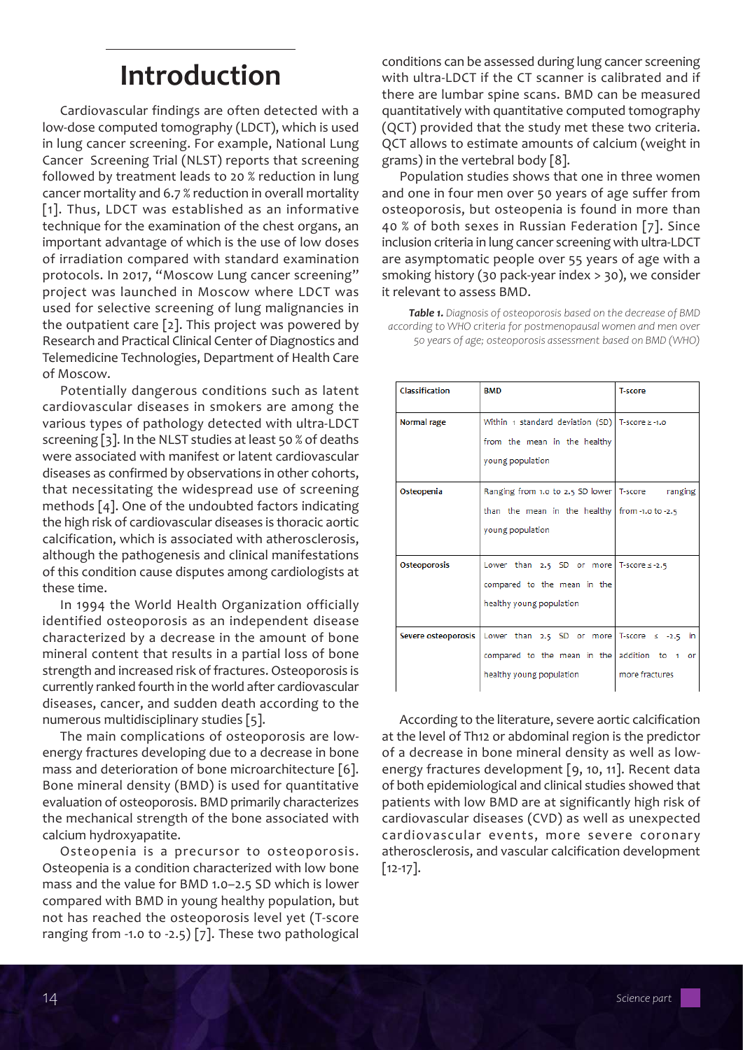# Introduction

Cardiovascular findings are often detected with a low-dose computed tomography (LDCT), which is used in lung cancer screening. For example, National Lung Cancer Screening Trial (NLST) reports that screening followed by treatment leads to 20 % reduction in lung cancer mortality and 6.7 % reduction in overall mortality [1]. Thus, LDCT was established as an informative technique for the examination of the chest organs, an important advantage of which is the use of low doses of irradiation compared with standard examination protocols. In 2017, "Moscow Lung cancer screening" project was launched in Moscow where LDCT was used for selective screening of lung malignancies in the outpatient care [2]. This project was powered by Research and Practical Clinical Center of Diagnostics and Telemedicine Technologies, Department of Health Care of Moscow.

Potentially dangerous conditions such as latent cardiovascular diseases in smokers are among the various types of pathology detected with ultra-LDCT screening [3]. In the NLST studies at least 50 % of deaths were associated with manifest or latent cardiovascular diseases as confirmed by observations in other cohorts, that necessitating the widespread use of screening methods [4]. One of the undoubted factors indicating the high risk of cardiovascular diseases is thoracic aortic calcification, which is associated with atherosclerosis, although the pathogenesis and clinical manifestations of this condition cause disputes among cardiologists at these time.

In 1994 the World Health Organization officially identified osteoporosis as an independent disease characterized by a decrease in the amount of bone mineral content that results in a partial loss of bone strength and increased risk of fractures. Osteoporosis is currently ranked fourth in the world after cardiovascular diseases, cancer, and sudden death according to the numerous multidisciplinary studies [5].

The main complications of osteoporosis are low-energy fractures developing due to a decrease in bone mass and deterioration of bone microarchitecture [6]. Bone mineral density (BMD) is used for quantitative evaluation of osteoporosis. BMD primarily characterizes the mechanical strength of the bone associated with calcium hydroxyapatite.

Osteopenia is a precursor to osteoporosis. Osteopenia is a condition characterized with low bone mass and the value for BMD 1.0–2.5 SD which is lower compared with BMD in young healthy population, but not has reached the osteoporosis level yet (T-score ranging from -1.0 to -2.5) [7]. These two pathological conditions can be assessed during lung cancer screening with ultra-LDCT if the CT scanner is calibrated and if there are lumbar spine scans. BMD can be measured quantitatively with quantitative computed tomography (QCT) provided that the study met these two criteria. QCT allows to estimate amounts of calcium (weight in grams) in the vertebral body [8].

Population studies shows that one in three women and one in four men over 50 years of age suffer from osteoporosis, but osteopenia is found in more than 40 % of both sexes in Russian Federation [7]. Since inclusion criteria in lung cancer screening with ultra-LDCT are asymptomatic people over 55 years of age with a smoking history (30 pack-year index > 30), we consider it relevant to assess BMD.

***Table 1.*** *Diagnosis of osteoporosis based on the decrease of BMD according to WHO criteria for postmenopausal women and men over 50 years of age; osteoporosis assessment based on BMD (WHO)*

| Classification | BMD | T-score |
|---|---|---|
| Normal rage | Within 1 standard deviation (SD) from the mean in the healthy young population | T-score ≥ -1.0 |
| Osteopenia | Ranging from 1.0 to 2.5 SD lower than the mean in the healthy young population | T-score ranging from -1.0 to -2.5 |
| Osteoporosis | Lower than 2.5 SD or more compared to the mean in the healthy young population | T-score ≤ -2.5 |
| Severe osteoporosis | Lower than 2.5 SD or more compared to the mean in the healthy young population | T-score ≤ -2.5 in addition to 1 or more fractures |

According to the literature, severe aortic calcification at the level of Th12 or abdominal region is the predictor of a decrease in bone mineral density as well as low-energy fractures development [9, 10, 11]. Recent data of both epidemiological and clinical studies showed that patients with low BMD are at significantly high risk of cardiovascular diseases (CVD) as well as unexpected cardiovascular events, more severe coronary atherosclerosis, and vascular calcification development [12-17].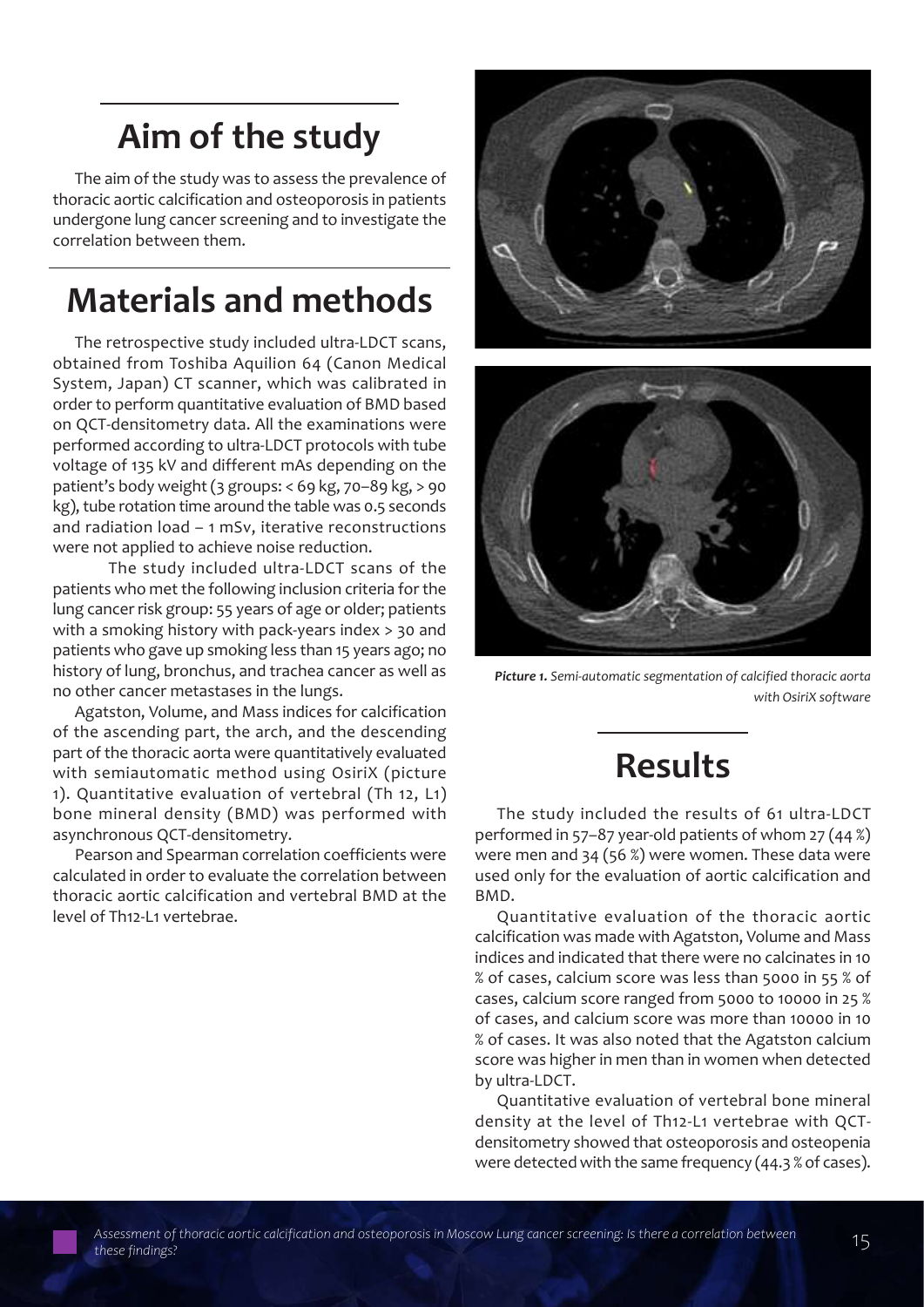# Aim of the study

The aim of the study was to assess the prevalence of thoracic aortic calcification and osteoporosis in patients undergone lung cancer screening and to investigate the correlation between them.

# Materials and methods

The retrospective study included ultra-LDCT scans, obtained from Toshiba Aquilion 64 (Canon Medical System, Japan) CT scanner, which was calibrated in order to perform quantitative evaluation of BMD based on QCT-densitometry data. All the examinations were performed according to ultra-LDCT protocols with tube voltage of 135 kV and different mAs depending on the patient's body weight (3 groups: < 69 kg, 70–89 kg, > 90 kg), tube rotation time around the table was 0.5 seconds and radiation load – 1 mSv, iterative reconstructions were not applied to achieve noise reduction.

The study included ultra-LDCT scans of the patients who met the following inclusion criteria for the lung cancer risk group: 55 years of age or older; patients with a smoking history with pack-years index > 30 and patients who gave up smoking less than 15 years ago; no history of lung, bronchus, and trachea cancer as well as no other cancer metastases in the lungs.

Agatston, Volume, and Mass indices for calcification of the ascending part, the arch, and the descending part of the thoracic aorta were quantitatively evaluated with semiautomatic method using OsiriX (picture 1). Quantitative evaluation of vertebral (Th 12, L1) bone mineral density (BMD) was performed with asynchronous QCT-densitometry.

Pearson and Spearman correlation coefficients were calculated in order to evaluate the correlation between thoracic aortic calcification and vertebral BMD at the level of Th12-L1 vertebrae.

***Picture 1.*** *Semi-automatic segmentation of calcified thoracic aorta with OsiriX software*

# Results

The study included the results of 61 ultra-LDCT performed in 57–87 year-old patients of whom 27 (44 %) were men and 34 (56 %) were women. These data were used only for the evaluation of aortic calcification and BMD.

Quantitative evaluation of the thoracic aortic calcification was made with Agatston, Volume and Mass indices and indicated that there were no calcinates in 10 % of cases, calcium score was less than 5000 in 55 % of cases, calcium score ranged from 5000 to 10000 in 25 % of cases, and calcium score was more than 10000 in 10 % of cases. It was also noted that the Agatston calcium score was higher in men than in women when detected by ultra-LDCT.

Quantitative evaluation of vertebral bone mineral density at the level of Th12-L1 vertebrae with QCT-densitometry showed that osteoporosis and osteopenia were detected with the same frequency (44.3 % of cases).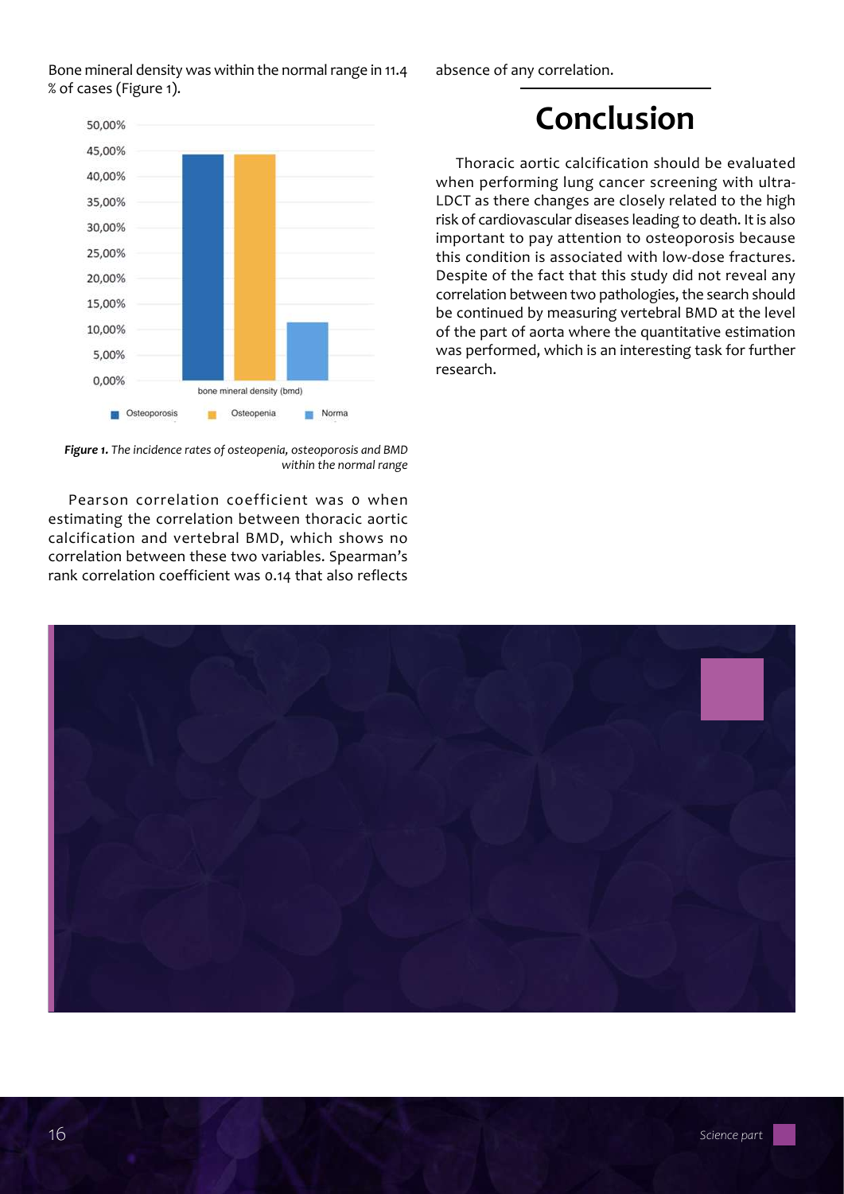Bone mineral density was within the normal range in 11.4 % of cases (Figure 1).

*Figure 1. The incidence rates of osteopenia, osteoporosis and BMD within the normal range*

Pearson correlation coefficient was 0 when estimating the correlation between thoracic aortic calcification and vertebral BMD, which shows no correlation between these two variables. Spearman's rank correlation coefficient was 0.14 that also reflects absence of any correlation.

# Conclusion

Thoracic aortic calcification should be evaluated when performing lung cancer screening with ultra-LDCT as there changes are closely related to the high risk of cardiovascular diseases leading to death. It is also important to pay attention to osteoporosis because this condition is associated with low-dose fractures. Despite of the fact that this study did not reveal any correlation between two pathologies, the search should be continued by measuring vertebral BMD at the level of the part of aorta where the quantitative estimation was performed, which is an interesting task for further research.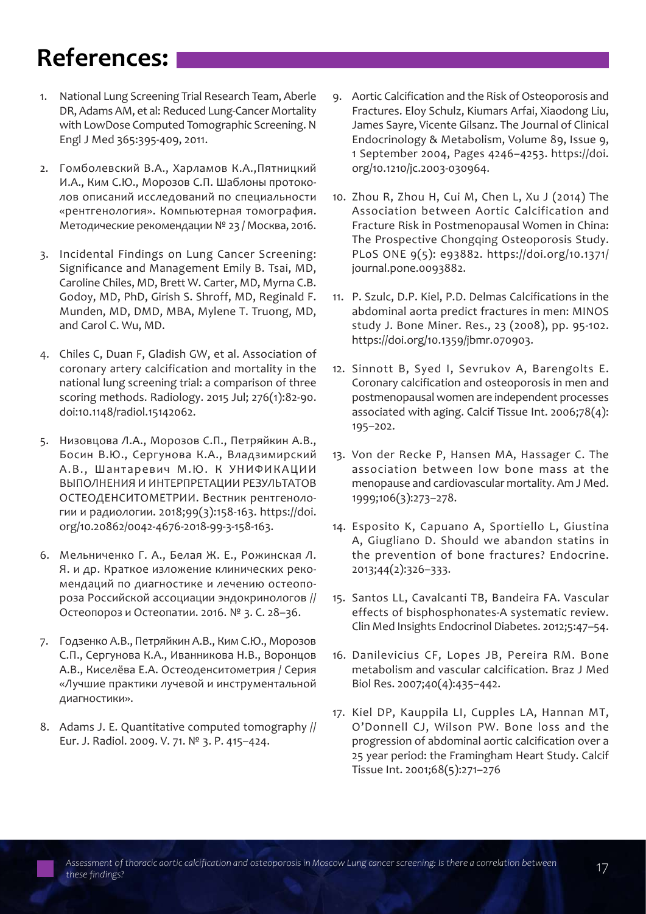# References:

1. National Lung Screening Trial Research Team, Aberle DR, Adams AM, et al: Reduced Lung-Cancer Mortality with LowDose Computed Tomographic Screening. N Engl J Med 365:395-409, 2011.
2. Гомболевский В.А., Харламов К.А.,Пятницкий И.А., Ким С.Ю., Морозов С.П. Шаблоны протоколов описаний исследований по специальности «рентгенология». Компьютерная томография. Методические рекомендации № 23 / Москва, 2016.
3. Incidental Findings on Lung Cancer Screening: Significance and Management Emily B. Tsai, MD, Caroline Chiles, MD, Brett W. Carter, MD, Myrna C.B. Godoy, MD, PhD, Girish S. Shroff, MD, Reginald F. Munden, MD, DMD, MBA, Mylene T. Truong, MD, and Carol C. Wu, MD.
4. Chiles C, Duan F, Gladish GW, et al. Association of coronary artery calcification and mortality in the national lung screening trial: a comparison of three scoring methods. Radiology. 2015 Jul; 276(1):82-90. doi:10.1148/radiol.15142062.
5. Низовцова Л.А., Морозов С.П., Петряйкин А.В., Босин В.Ю., Сергунова К.А., Владзимирский А.В., Шантаревич М.Ю. К УНИФИКАЦИИ ВЫПОЛНЕНИЯ И ИНТЕРПРЕТАЦИИ РЕЗУЛЬТАТОВ ОСТЕОДЕНСИТОМЕТРИИ. Вестник рентгенологии и радиологии. 2018;99(3):158-163. https://doi.org/10.20862/0042-4676-2018-99-3-158-163.
6. Мельниченко Г. А., Белая Ж. Е., Рожинская Л. Я. и др. Краткое изложение клинических рекомендаций по диагностике и лечению остеопороза Российской ассоциации эндокринологов // Остеопороз и Остеопатии. 2016. № 3. С. 28–36.
7. Годзенко А.В., Петряйкин А.В., Ким С.Ю., Морозов С.П., Сергунова К.А., Иванникова Н.В., Воронцов А.В., Киселёва Е.А. Остеоденситометрия / Серия «Лучшие практики лучевой и инструментальной диагностики».
8. Adams J. E. Quantitative computed tomography // Eur. J. Radiol. 2009. V. 71. № 3. P. 415–424.
9. Aortic Calcification and the Risk of Osteoporosis and Fractures. Eloy Schulz, Kiumars Arfai, Xiaodong Liu, James Sayre, Vicente Gilsanz. The Journal of Clinical Endocrinology & Metabolism, Volume 89, Issue 9, 1 September 2004, Pages 4246–4253. https://doi.org/10.1210/jc.2003-030964.
10. Zhou R, Zhou H, Cui M, Chen L, Xu J (2014) The Association between Aortic Calcification and Fracture Risk in Postmenopausal Women in China: The Prospective Chongqing Osteoporosis Study. PLoS ONE 9(5): e93882. https://doi.org/10.1371/journal.pone.0093882.
11. P. Szulc, D.P. Kiel, P.D. Delmas Calcifications in the abdominal aorta predict fractures in men: MINOS study J. Bone Miner. Res., 23 (2008), pp. 95-102. https://doi.org/10.1359/jbmr.070903.
12. Sinnott B, Syed I, Sevrukov A, Barengolts E. Coronary calcification and osteoporosis in men and postmenopausal women are independent processes associated with aging. Calcif Tissue Int. 2006;78(4): 195–202.
13. Von der Recke P, Hansen MA, Hassager C. The association between low bone mass at the menopause and cardiovascular mortality. Am J Med. 1999;106(3):273–278.
14. Esposito K, Capuano A, Sportiello L, Giustina A, Giugliano D. Should we abandon statins in the prevention of bone fractures? Endocrine. 2013;44(2):326–333.
15. Santos LL, Cavalcanti TB, Bandeira FA. Vascular effects of bisphosphonates-A systematic review. Clin Med Insights Endocrinol Diabetes. 2012;5:47–54.
16. Danilevicius CF, Lopes JB, Pereira RM. Bone metabolism and vascular calcification. Braz J Med Biol Res. 2007;40(4):435–442.
17. Kiel DP, Kauppila LI, Cupples LA, Hannan MT, O'Donnell CJ, Wilson PW. Bone loss and the progression of abdominal aortic calcification over a 25 year period: the Framingham Heart Study. Calcif Tissue Int. 2001;68(5):271–276